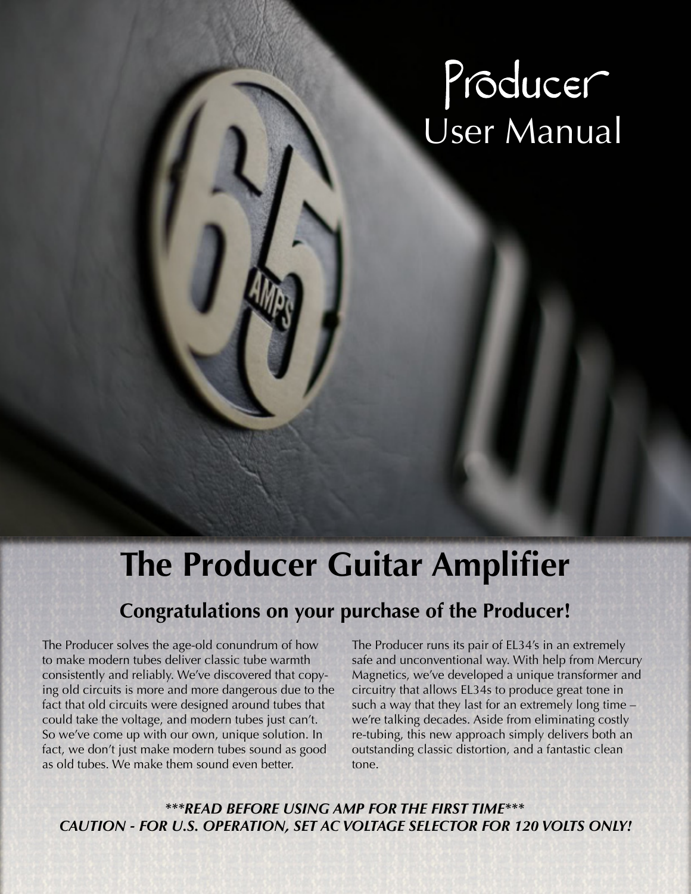# Producer
## User Manual

# The Producer Guitar Amplifier

## Congratulations on your purchase of the Producer!

The Producer solves the age-old conundrum of how to make modern tubes deliver classic tube warmth consistently and reliably. We've discovered that copying old circuits is more and more dangerous due to the fact that old circuits were designed around tubes that could take the voltage, and modern tubes just can't. So we've come up with our own, unique solution. In fact, we don't just make modern tubes sound as good as old tubes. We make them sound even better.

The Producer runs its pair of EL34's in an extremely safe and unconventional way. With help from Mercury Magnetics, we've developed a unique transformer and circuitry that allows EL34s to produce great tone in such a way that they last for an extremely long time – we're talking decades. Aside from eliminating costly re-tubing, this new approach simply delivers both an outstanding classic distortion, and a fantastic clean tone.

***\*\*\*READ BEFORE USING AMP FOR THE FIRST TIME\*\*\****
***CAUTION - FOR U.S. OPERATION, SET AC VOLTAGE SELECTOR FOR 120 VOLTS ONLY!***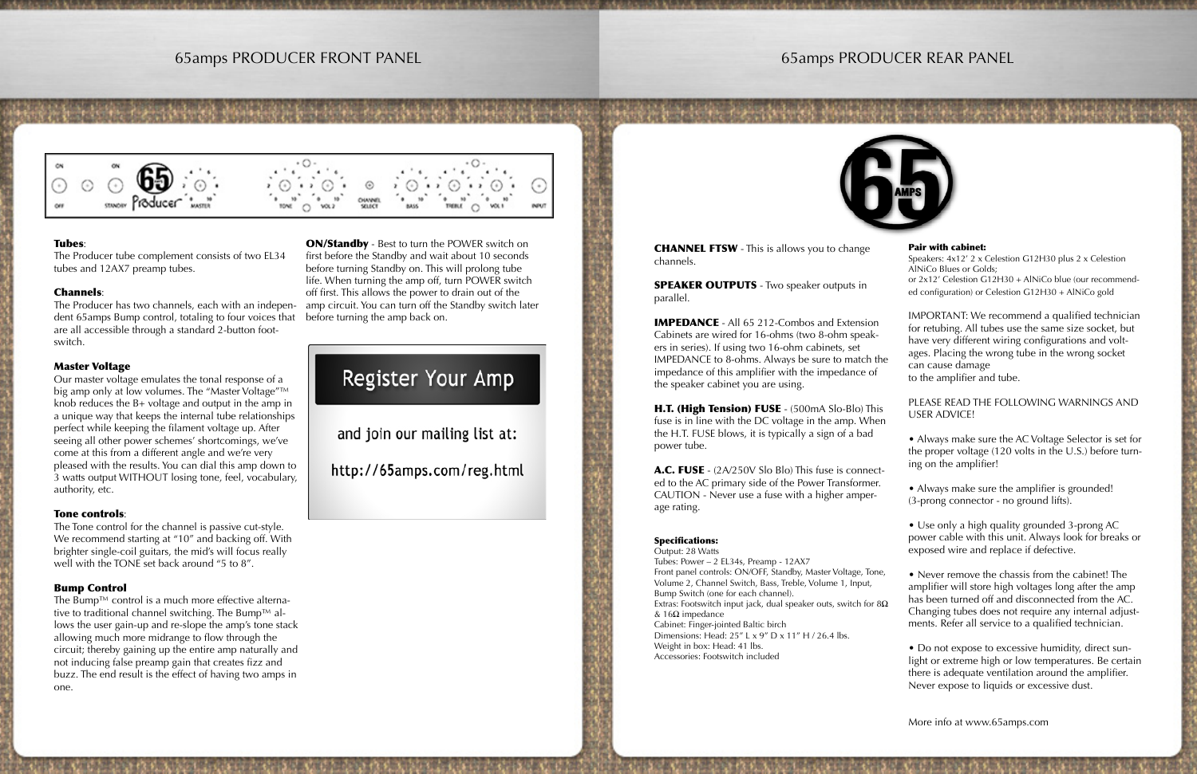# 65amps PRODUCER FRONT PANEL

**Tubes**:
The Producer tube complement consists of two EL34 tubes and 12AX7 preamp tubes.

**Channels**:
The Producer has two channels, each with an independent 65amps Bump control, totaling to four voices that are all accessible through a standard 2-button footswitch.

**Master Voltage**
Our master voltage emulates the tonal response of a big amp only at low volumes. The "Master Voltage"™ knob reduces the B+ voltage and output in the amp in a unique way that keeps the internal tube relationships perfect while keeping the filament voltage up. After seeing all other power schemes' shortcomings, we've come at this from a different angle and we're very pleased with the results. You can dial this amp down to 3 watts output WITHOUT losing tone, feel, vocabulary, authority, etc.

**Tone controls**:
The Tone control for the channel is passive cut-style. We recommend starting at "10" and backing off. With brighter single-coil guitars, the mid's will focus really well with the TONE set back around "5 to 8".

**Bump Control**
The Bump™ control is a much more effective alternative to traditional channel switching. The Bump™ allows the user gain-up and re-slope the amp's tone stack allowing much more midrange to flow through the circuit; thereby gaining up the entire amp naturally and not inducing false preamp gain that creates fizz and buzz. The end result is the effect of having two amps in one.

**ON/Standby** - Best to turn the POWER switch on first before the Standby and wait about 10 seconds before turning Standby on. This will prolong tube life. When turning the amp off, turn POWER switch off first. This allows the power to drain out of the amp circuit. You can turn off the Standby switch later before turning the amp back on.

Register Your Amp

and join our mailing list at:

http://65amps.com/reg.html

# 65amps PRODUCER REAR PANEL

**CHANNEL FTSW** - This is allows you to change channels.

**SPEAKER OUTPUTS** - Two speaker outputs in parallel.

**IMPEDANCE** - All 65 212-Combos and Extension Cabinets are wired for 16-ohms (two 8-ohm speakers in series). If using two 16-ohm cabinets, set IMPEDANCE to 8-ohms. Always be sure to match the impedance of this amplifier with the impedance of the speaker cabinet you are using.

**H.T. (High Tension) FUSE** - (500mA Slo-Blo) This fuse is in line with the DC voltage in the amp. When the H.T. FUSE blows, it is typically a sign of a bad power tube.

**A.C. FUSE** - (2A/250V Slo Blo) This fuse is connected to the AC primary side of the Power Transformer. CAUTION - Never use a fuse with a higher amperage rating.

**Specifications:**
Output: 28 Watts
Tubes: Power – 2 EL34s, Preamp - 12AX7
Front panel controls: ON/OFF, Standby, Master Voltage, Tone, Volume 2, Channel Switch, Bass, Treble, Volume 1, Input, Bump Switch (one for each channel).
Extras: Footswitch input jack, dual speaker outs, switch for 8Ω & 16Ω impedance
Cabinet: Finger-jointed Baltic birch
Dimensions: Head: 25" L x 9" D x 11" H / 26.4 lbs.
Weight in box: Head: 41 lbs.
Accessories: Footswitch included

**Pair with cabinet:**
Speakers: 4x12' 2 x Celestion G12H30 plus 2 x Celestion AlNiCo Blues or Golds;
or 2x12' Celestion G12H30 + AlNiCo blue (our recommended configuration) or Celestion G12H30 + AlNiCo gold

IMPORTANT: We recommend a qualified technician for retubing. All tubes use the same size socket, but have very different wiring configurations and voltages. Placing the wrong tube in the wrong socket can cause damage
to the amplifier and tube.

PLEASE READ THE FOLLOWING WARNINGS AND USER ADVICE!

- Always make sure the AC Voltage Selector is set for the proper voltage (120 volts in the U.S.) before turning on the amplifier!

- Always make sure the amplifier is grounded! (3-prong connector - no ground lifts).

- Use only a high quality grounded 3-prong AC power cable with this unit. Always look for breaks or exposed wire and replace if defective.

- Never remove the chassis from the cabinet! The amplifier will store high voltages long after the amp has been turned off and disconnected from the AC. Changing tubes does not require any internal adjustments. Refer all service to a qualified technician.

- Do not expose to excessive humidity, direct sunlight or extreme high or low temperatures. Be certain there is adequate ventilation around the amplifier. Never expose to liquids or excessive dust.

More info at www.65amps.com